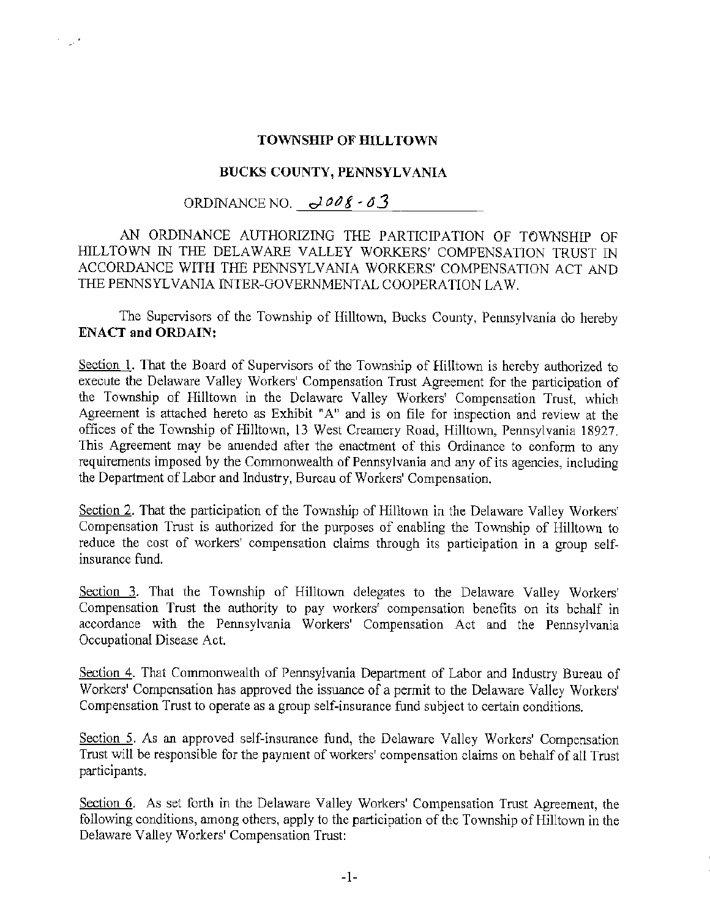**TOWNSHIP OF HILLTOWN**

**BUCKS COUNTY, PENNSYLVANIA**

ORDINANCE NO. 2008-03

AN ORDINANCE AUTHORIZING THE PARTICIPATION OF TOWNSHIP OF HILLTOWN IN THE DELAWARE VALLEY WORKERS' COMPENSATION TRUST IN ACCORDANCE WITH THE PENNSYLVANIA WORKERS' COMPENSATION ACT AND THE PENNSYLVANIA INTER-GOVERNMENTAL COOPERATION LAW.

The Supervisors of the Township of Hilltown, Bucks County, Pennsylvania do hereby **ENACT and ORDAIN:**

Section 1. That the Board of Supervisors of the Township of Hilltown is hereby authorized to execute the Delaware Valley Workers' Compensation Trust Agreement for the participation of the Township of Hilltown in the Delaware Valley Workers' Compensation Trust, which Agreement is attached hereto as Exhibit "A" and is on file for inspection and review at the offices of the Township of Hilltown, 13 West Creamery Road, Hilltown, Pennsylvania 18927. This Agreement may be amended after the enactment of this Ordinance to conform to any requirements imposed by the Commonwealth of Pennsylvania and any of its agencies, including the Department of Labor and Industry, Bureau of Workers' Compensation.

Section 2. That the participation of the Township of Hilltown in the Delaware Valley Workers' Compensation Trust is authorized for the purposes of enabling the Township of Hilltown to reduce the cost of workers' compensation claims through its participation in a group self-insurance fund.

Section 3. That the Township of Hilltown delegates to the Delaware Valley Workers' Compensation Trust the authority to pay workers' compensation benefits on its behalf in accordance with the Pennsylvania Workers' Compensation Act and the Pennsylvania Occupational Disease Act.

Section 4. That Commonwealth of Pennsylvania Department of Labor and Industry Bureau of Workers' Compensation has approved the issuance of a permit to the Delaware Valley Workers' Compensation Trust to operate as a group self-insurance fund subject to certain conditions.

Section 5. As an approved self-insurance fund, the Delaware Valley Workers' Compensation Trust will be responsible for the payment of workers' compensation claims on behalf of all Trust participants.

Section 6. As set forth in the Delaware Valley Workers' Compensation Trust Agreement, the following conditions, among others, apply to the participation of the Township of Hilltown in the Delaware Valley Workers' Compensation Trust: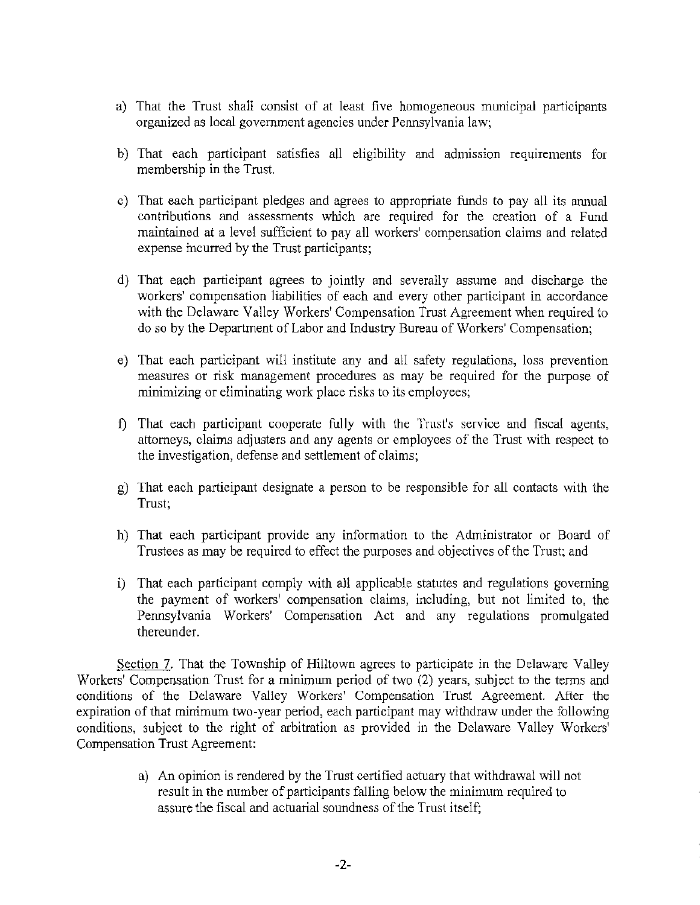a) That the Trust shall consist of at least five homogeneous municipal participants organized as local government agencies under Pennsylvania law;

b) That each participant satisfies all eligibility and admission requirements for membership in the Trust.

c) That each participant pledges and agrees to appropriate funds to pay all its annual contributions and assessments which are required for the creation of a Fund maintained at a level sufficient to pay all workers' compensation claims and related expense incurred by the Trust participants;

d) That each participant agrees to jointly and severally assume and discharge the workers' compensation liabilities of each and every other participant in accordance with the Delaware Valley Workers' Compensation Trust Agreement when required to do so by the Department of Labor and Industry Bureau of Workers' Compensation;

e) That each participant will institute any and all safety regulations, loss prevention measures or risk management procedures as may be required for the purpose of minimizing or eliminating work place risks to its employees;

f) That each participant cooperate fully with the Trust's service and fiscal agents, attorneys, claims adjusters and any agents or employees of the Trust with respect to the investigation, defense and settlement of claims;

g) That each participant designate a person to be responsible for all contacts with the Trust;

h) That each participant provide any information to the Administrator or Board of Trustees as may be required to effect the purposes and objectives of the Trust; and

i) That each participant comply with all applicable statutes and regulations governing the payment of workers' compensation claims, including, but not limited to, the Pennsylvania Workers' Compensation Act and any regulations promulgated thereunder.

Section 7. That the Township of Hilltown agrees to participate in the Delaware Valley Workers' Compensation Trust for a minimum period of two (2) years, subject to the terms and conditions of the Delaware Valley Workers' Compensation Trust Agreement. After the expiration of that minimum two-year period, each participant may withdraw under the following conditions, subject to the right of arbitration as provided in the Delaware Valley Workers' Compensation Trust Agreement:

a) An opinion is rendered by the Trust certified actuary that withdrawal will not result in the number of participants falling below the minimum required to assure the fiscal and actuarial soundness of the Trust itself;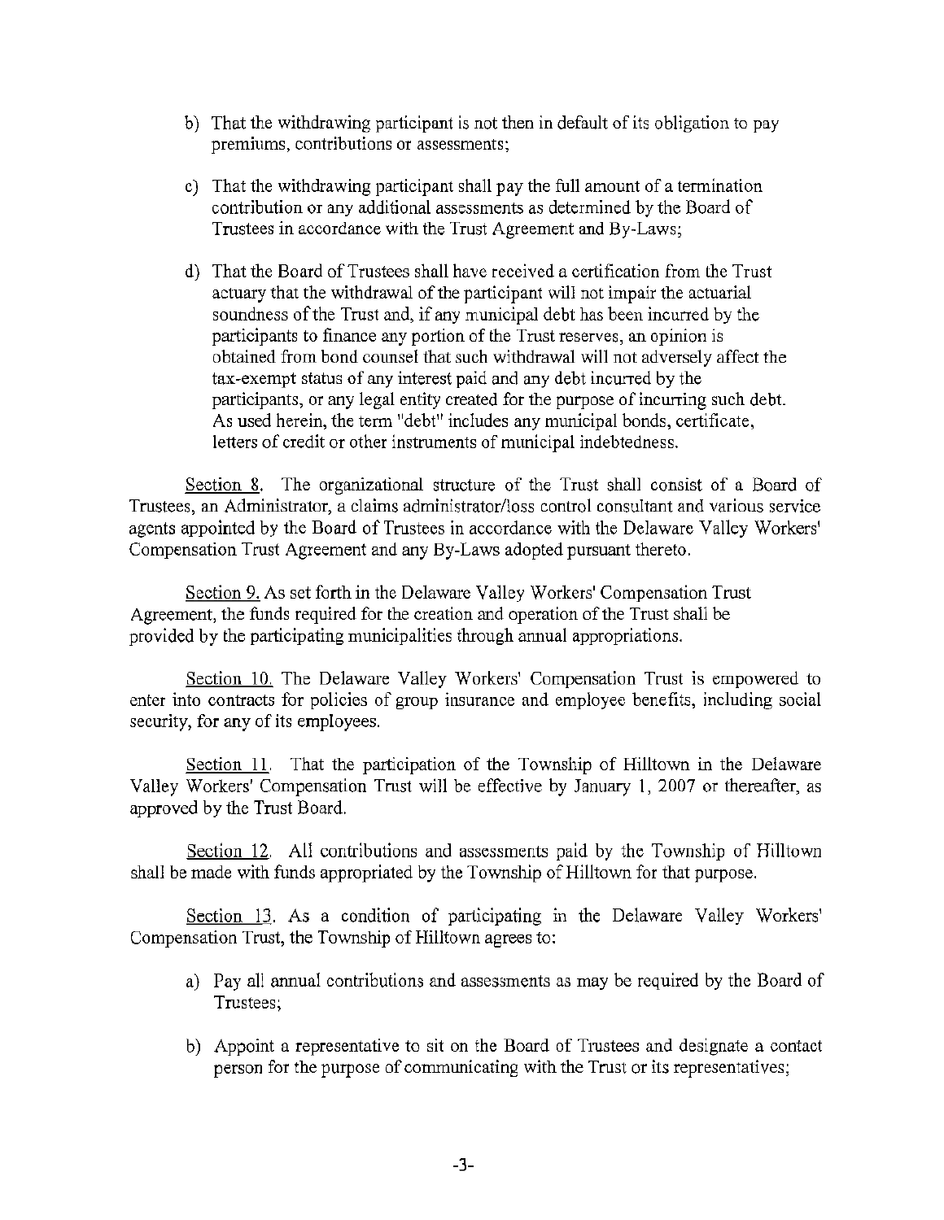b) That the withdrawing participant is not then in default of its obligation to pay premiums, contributions or assessments;

c) That the withdrawing participant shall pay the full amount of a termination contribution or any additional assessments as determined by the Board of Trustees in accordance with the Trust Agreement and By-Laws;

d) That the Board of Trustees shall have received a certification from the Trust actuary that the withdrawal of the participant will not impair the actuarial soundness of the Trust and, if any municipal debt has been incurred by the participants to finance any portion of the Trust reserves, an opinion is obtained from bond counsel that such withdrawal will not adversely affect the tax-exempt status of any interest paid and any debt incurred by the participants, or any legal entity created for the purpose of incurring such debt. As used herein, the term "debt" includes any municipal bonds, certificate, letters of credit or other instruments of municipal indebtedness.

Section 8. The organizational structure of the Trust shall consist of a Board of Trustees, an Administrator, a claims administrator/loss control consultant and various service agents appointed by the Board of Trustees in accordance with the Delaware Valley Workers' Compensation Trust Agreement and any By-Laws adopted pursuant thereto.

Section 9. As set forth in the Delaware Valley Workers' Compensation Trust Agreement, the funds required for the creation and operation of the Trust shall be provided by the participating municipalities through annual appropriations.

Section 10. The Delaware Valley Workers' Compensation Trust is empowered to enter into contracts for policies of group insurance and employee benefits, including social security, for any of its employees.

Section 11. That the participation of the Township of Hilltown in the Delaware Valley Workers' Compensation Trust will be effective by January 1, 2007 or thereafter, as approved by the Trust Board.

Section 12. All contributions and assessments paid by the Township of Hilltown shall be made with funds appropriated by the Township of Hilltown for that purpose.

Section 13. As a condition of participating in the Delaware Valley Workers' Compensation Trust, the Township of Hilltown agrees to:

a) Pay all annual contributions and assessments as may be required by the Board of Trustees;

b) Appoint a representative to sit on the Board of Trustees and designate a contact person for the purpose of communicating with the Trust or its representatives;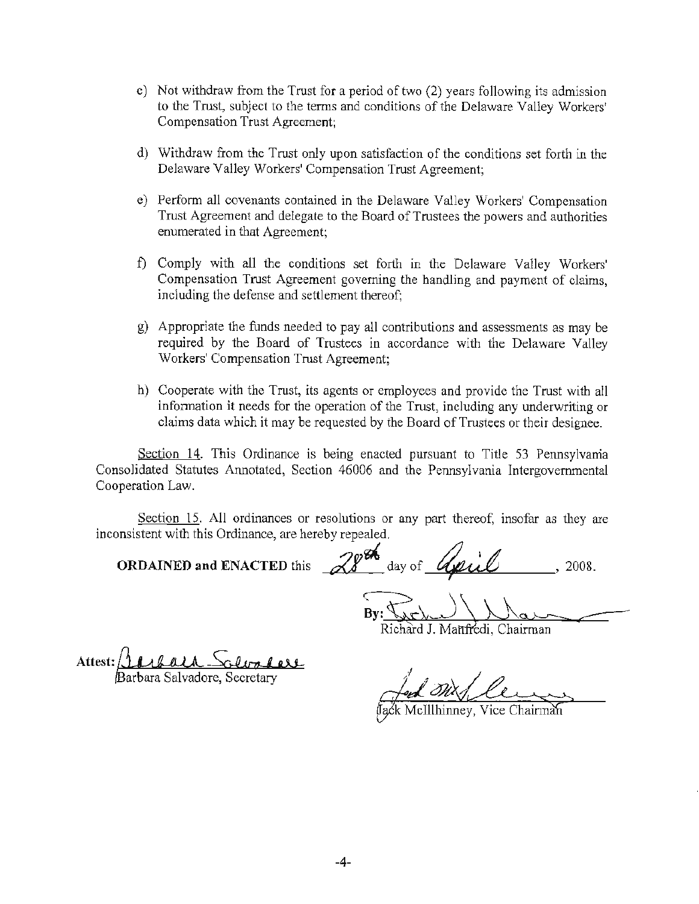c) Not withdraw from the Trust for a period of two (2) years following its admission to the Trust, subject to the terms and conditions of the Delaware Valley Workers' Compensation Trust Agreement;

d) Withdraw from the Trust only upon satisfaction of the conditions set forth in the Delaware Valley Workers' Compensation Trust Agreement;

e) Perform all covenants contained in the Delaware Valley Workers' Compensation Trust Agreement and delegate to the Board of Trustees the powers and authorities enumerated in that Agreement;

f) Comply with all the conditions set forth in the Delaware Valley Workers' Compensation Trust Agreement governing the handling and payment of claims, including the defense and settlement thereof;

g) Appropriate the funds needed to pay all contributions and assessments as may be required by the Board of Trustees in accordance with the Delaware Valley Workers' Compensation Trust Agreement;

h) Cooperate with the Trust, its agents or employees and provide the Trust with all information it needs for the operation of the Trust, including any underwriting or claims data which it may be requested by the Board of Trustees or their designee.

Section 14. This Ordinance is being enacted pursuant to Title 53 Pennsylvania Consolidated Statutes Annotated, Section 46006 and the Pennsylvania Intergovernmental Cooperation Law.

Section 15. All ordinances or resolutions or any part thereof, insofar as they are inconsistent with this Ordinance, are hereby repealed.

**ORDAINED and ENACTED** this 28th day of April, 2008.

By: Richard J. Manfredi, Chairman

Attest: Barbara Salvadore, Secretary

Jack McIlhinney, Vice Chairman